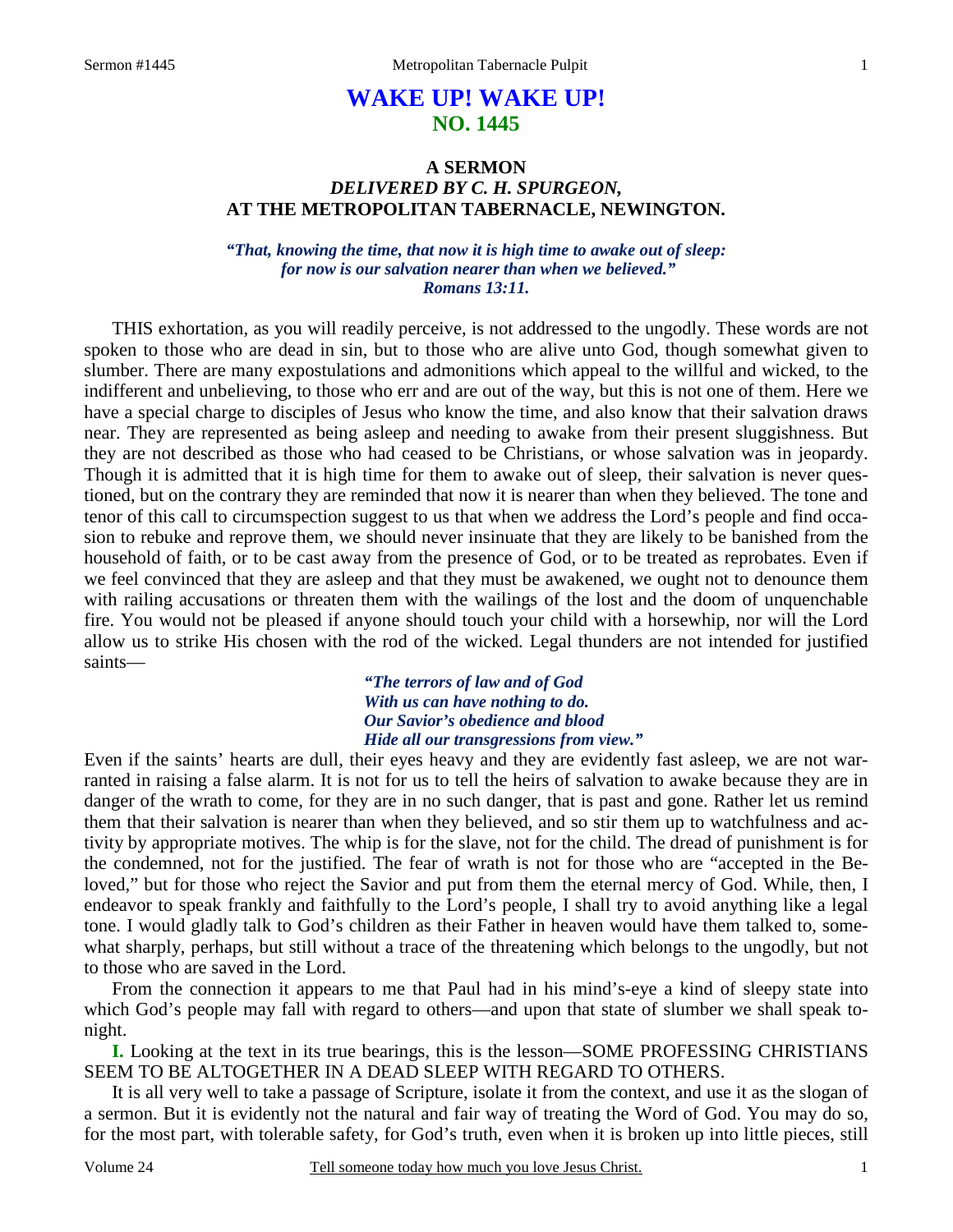# WAKE UP! WAKE UP!
## NO. 1445

### A SERMON
### *DELIVERED BY C. H. SPURGEON,*
### AT THE METROPOLITAN TABERNACLE, NEWINGTON.

***"That, knowing the time, that now it is high time to awake out of sleep: for now is our salvation nearer than when we believed." Romans 13:11.***

THIS exhortation, as you will readily perceive, is not addressed to the ungodly. These words are not spoken to those who are dead in sin, but to those who are alive unto God, though somewhat given to slumber. There are many expostulations and admonitions which appeal to the willful and wicked, to the indifferent and unbelieving, to those who err and are out of the way, but this is not one of them. Here we have a special charge to disciples of Jesus who know the time, and also know that their salvation draws near. They are represented as being asleep and needing to awake from their present sluggishness. But they are not described as those who had ceased to be Christians, or whose salvation was in jeopardy. Though it is admitted that it is high time for them to awake out of sleep, their salvation is never questioned, but on the contrary they are reminded that now it is nearer than when they believed. The tone and tenor of this call to circumspection suggest to us that when we address the Lord's people and find occasion to rebuke and reprove them, we should never insinuate that they are likely to be banished from the household of faith, or to be cast away from the presence of God, or to be treated as reprobates. Even if we feel convinced that they are asleep and that they must be awakened, we ought not to denounce them with railing accusations or threaten them with the wailings of the lost and the doom of unquenchable fire. You would not be pleased if anyone should touch your child with a horsewhip, nor will the Lord allow us to strike His chosen with the rod of the wicked. Legal thunders are not intended for justified saints—

> ***"The terrors of law and of God***
> ***With us can have nothing to do.***
> ***Our Savior's obedience and blood***
> ***Hide all our transgressions from view."***

Even if the saints' hearts are dull, their eyes heavy and they are evidently fast asleep, we are not warranted in raising a false alarm. It is not for us to tell the heirs of salvation to awake because they are in danger of the wrath to come, for they are in no such danger, that is past and gone. Rather let us remind them that their salvation is nearer than when they believed, and so stir them up to watchfulness and activity by appropriate motives. The whip is for the slave, not for the child. The dread of punishment is for the condemned, not for the justified. The fear of wrath is not for those who are "accepted in the Beloved," but for those who reject the Savior and put from them the eternal mercy of God. While, then, I endeavor to speak frankly and faithfully to the Lord's people, I shall try to avoid anything like a legal tone. I would gladly talk to God's children as their Father in heaven would have them talked to, somewhat sharply, perhaps, but still without a trace of the threatening which belongs to the ungodly, but not to those who are saved in the Lord.

From the connection it appears to me that Paul had in his mind's-eye a kind of sleepy state into which God's people may fall with regard to others—and upon that state of slumber we shall speak tonight.

**I.** Looking at the text in its true bearings, this is the lesson—SOME PROFESSING CHRISTIANS SEEM TO BE ALTOGETHER IN A DEAD SLEEP WITH REGARD TO OTHERS.

It is all very well to take a passage of Scripture, isolate it from the context, and use it as the slogan of a sermon. But it is evidently not the natural and fair way of treating the Word of God. You may do so, for the most part, with tolerable safety, for God's truth, even when it is broken up into little pieces, still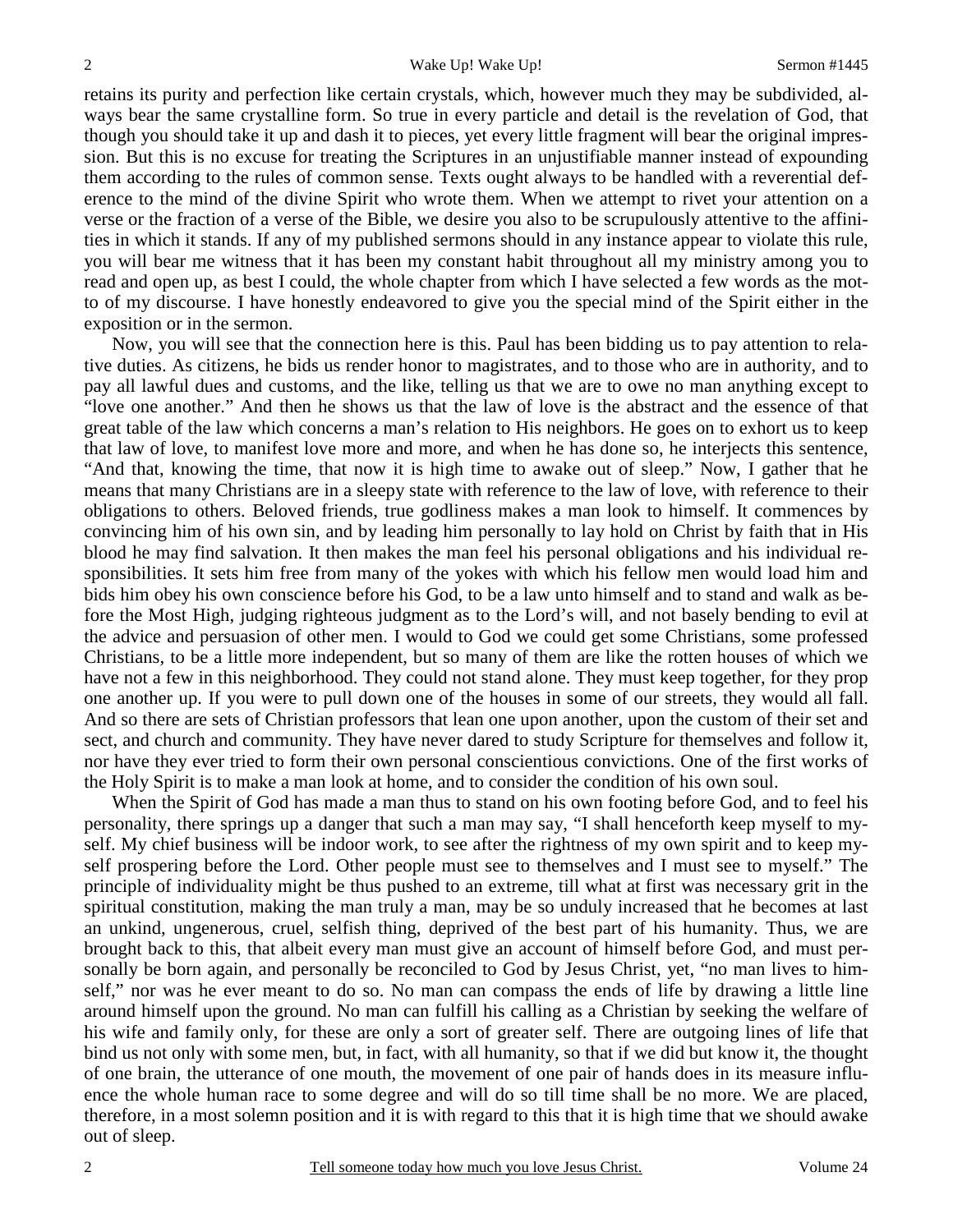retains its purity and perfection like certain crystals, which, however much they may be subdivided, always bear the same crystalline form. So true in every particle and detail is the revelation of God, that though you should take it up and dash it to pieces, yet every little fragment will bear the original impression. But this is no excuse for treating the Scriptures in an unjustifiable manner instead of expounding them according to the rules of common sense. Texts ought always to be handled with a reverential deference to the mind of the divine Spirit who wrote them. When we attempt to rivet your attention on a verse or the fraction of a verse of the Bible, we desire you also to be scrupulously attentive to the affinities in which it stands. If any of my published sermons should in any instance appear to violate this rule, you will bear me witness that it has been my constant habit throughout all my ministry among you to read and open up, as best I could, the whole chapter from which I have selected a few words as the motto of my discourse. I have honestly endeavored to give you the special mind of the Spirit either in the exposition or in the sermon.

Now, you will see that the connection here is this. Paul has been bidding us to pay attention to relative duties. As citizens, he bids us render honor to magistrates, and to those who are in authority, and to pay all lawful dues and customs, and the like, telling us that we are to owe no man anything except to "love one another." And then he shows us that the law of love is the abstract and the essence of that great table of the law which concerns a man's relation to His neighbors. He goes on to exhort us to keep that law of love, to manifest love more and more, and when he has done so, he interjects this sentence, "And that, knowing the time, that now it is high time to awake out of sleep." Now, I gather that he means that many Christians are in a sleepy state with reference to the law of love, with reference to their obligations to others. Beloved friends, true godliness makes a man look to himself. It commences by convincing him of his own sin, and by leading him personally to lay hold on Christ by faith that in His blood he may find salvation. It then makes the man feel his personal obligations and his individual responsibilities. It sets him free from many of the yokes with which his fellow men would load him and bids him obey his own conscience before his God, to be a law unto himself and to stand and walk as before the Most High, judging righteous judgment as to the Lord's will, and not basely bending to evil at the advice and persuasion of other men. I would to God we could get some Christians, some professed Christians, to be a little more independent, but so many of them are like the rotten houses of which we have not a few in this neighborhood. They could not stand alone. They must keep together, for they prop one another up. If you were to pull down one of the houses in some of our streets, they would all fall. And so there are sets of Christian professors that lean one upon another, upon the custom of their set and sect, and church and community. They have never dared to study Scripture for themselves and follow it, nor have they ever tried to form their own personal conscientious convictions. One of the first works of the Holy Spirit is to make a man look at home, and to consider the condition of his own soul.

When the Spirit of God has made a man thus to stand on his own footing before God, and to feel his personality, there springs up a danger that such a man may say, "I shall henceforth keep myself to myself. My chief business will be indoor work, to see after the rightness of my own spirit and to keep myself prospering before the Lord. Other people must see to themselves and I must see to myself." The principle of individuality might be thus pushed to an extreme, till what at first was necessary grit in the spiritual constitution, making the man truly a man, may be so unduly increased that he becomes at last an unkind, ungenerous, cruel, selfish thing, deprived of the best part of his humanity. Thus, we are brought back to this, that albeit every man must give an account of himself before God, and must personally be born again, and personally be reconciled to God by Jesus Christ, yet, "no man lives to himself," nor was he ever meant to do so. No man can compass the ends of life by drawing a little line around himself upon the ground. No man can fulfill his calling as a Christian by seeking the welfare of his wife and family only, for these are only a sort of greater self. There are outgoing lines of life that bind us not only with some men, but, in fact, with all humanity, so that if we did but know it, the thought of one brain, the utterance of one mouth, the movement of one pair of hands does in its measure influence the whole human race to some degree and will do so till time shall be no more. We are placed, therefore, in a most solemn position and it is with regard to this that it is high time that we should awake out of sleep.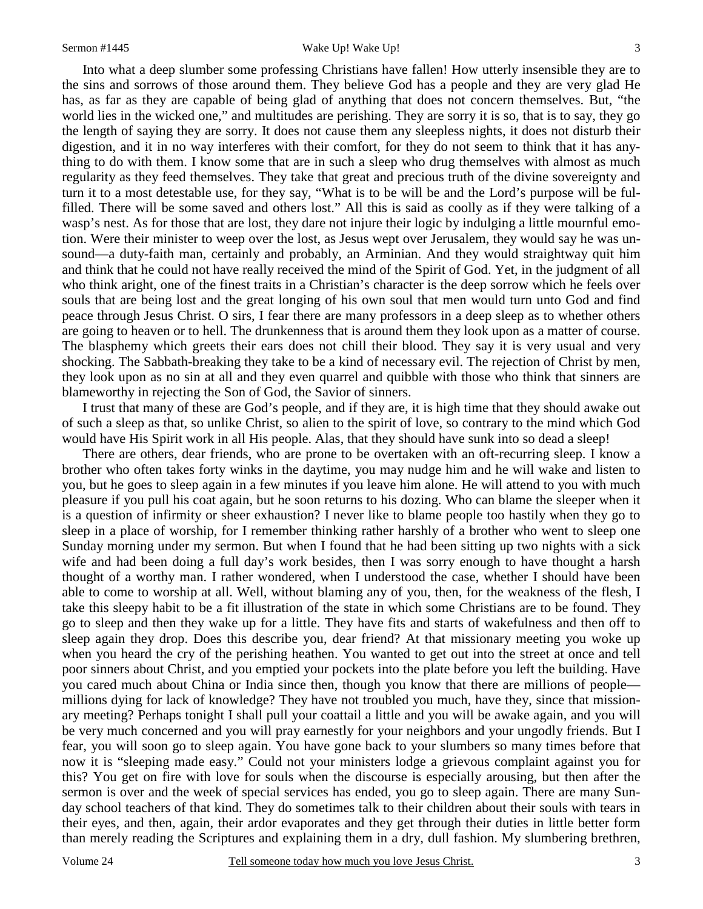Into what a deep slumber some professing Christians have fallen! How utterly insensible they are to the sins and sorrows of those around them. They believe God has a people and they are very glad He has, as far as they are capable of being glad of anything that does not concern themselves. But, "the world lies in the wicked one," and multitudes are perishing. They are sorry it is so, that is to say, they go the length of saying they are sorry. It does not cause them any sleepless nights, it does not disturb their digestion, and it in no way interferes with their comfort, for they do not seem to think that it has anything to do with them. I know some that are in such a sleep who drug themselves with almost as much regularity as they feed themselves. They take that great and precious truth of the divine sovereignty and turn it to a most detestable use, for they say, "What is to be will be and the Lord's purpose will be fulfilled. There will be some saved and others lost." All this is said as coolly as if they were talking of a wasp's nest. As for those that are lost, they dare not injure their logic by indulging a little mournful emotion. Were their minister to weep over the lost, as Jesus wept over Jerusalem, they would say he was unsound—a duty-faith man, certainly and probably, an Arminian. And they would straightway quit him and think that he could not have really received the mind of the Spirit of God. Yet, in the judgment of all who think aright, one of the finest traits in a Christian's character is the deep sorrow which he feels over souls that are being lost and the great longing of his own soul that men would turn unto God and find peace through Jesus Christ. O sirs, I fear there are many professors in a deep sleep as to whether others are going to heaven or to hell. The drunkenness that is around them they look upon as a matter of course. The blasphemy which greets their ears does not chill their blood. They say it is very usual and very shocking. The Sabbath-breaking they take to be a kind of necessary evil. The rejection of Christ by men, they look upon as no sin at all and they even quarrel and quibble with those who think that sinners are blameworthy in rejecting the Son of God, the Savior of sinners.

I trust that many of these are God's people, and if they are, it is high time that they should awake out of such a sleep as that, so unlike Christ, so alien to the spirit of love, so contrary to the mind which God would have His Spirit work in all His people. Alas, that they should have sunk into so dead a sleep!

There are others, dear friends, who are prone to be overtaken with an oft-recurring sleep. I know a brother who often takes forty winks in the daytime, you may nudge him and he will wake and listen to you, but he goes to sleep again in a few minutes if you leave him alone. He will attend to you with much pleasure if you pull his coat again, but he soon returns to his dozing. Who can blame the sleeper when it is a question of infirmity or sheer exhaustion? I never like to blame people too hastily when they go to sleep in a place of worship, for I remember thinking rather harshly of a brother who went to sleep one Sunday morning under my sermon. But when I found that he had been sitting up two nights with a sick wife and had been doing a full day's work besides, then I was sorry enough to have thought a harsh thought of a worthy man. I rather wondered, when I understood the case, whether I should have been able to come to worship at all. Well, without blaming any of you, then, for the weakness of the flesh, I take this sleepy habit to be a fit illustration of the state in which some Christians are to be found. They go to sleep and then they wake up for a little. They have fits and starts of wakefulness and then off to sleep again they drop. Does this describe you, dear friend? At that missionary meeting you woke up when you heard the cry of the perishing heathen. You wanted to get out into the street at once and tell poor sinners about Christ, and you emptied your pockets into the plate before you left the building. Have you cared much about China or India since then, though you know that there are millions of people—millions dying for lack of knowledge? They have not troubled you much, have they, since that missionary meeting? Perhaps tonight I shall pull your coattail a little and you will be awake again, and you will be very much concerned and you will pray earnestly for your neighbors and your ungodly friends. But I fear, you will soon go to sleep again. You have gone back to your slumbers so many times before that now it is "sleeping made easy." Could not your ministers lodge a grievous complaint against you for this? You get on fire with love for souls when the discourse is especially arousing, but then after the sermon is over and the week of special services has ended, you go to sleep again. There are many Sunday school teachers of that kind. They do sometimes talk to their children about their souls with tears in their eyes, and then, again, their ardor evaporates and they get through their duties in little better form than merely reading the Scriptures and explaining them in a dry, dull fashion. My slumbering brethren,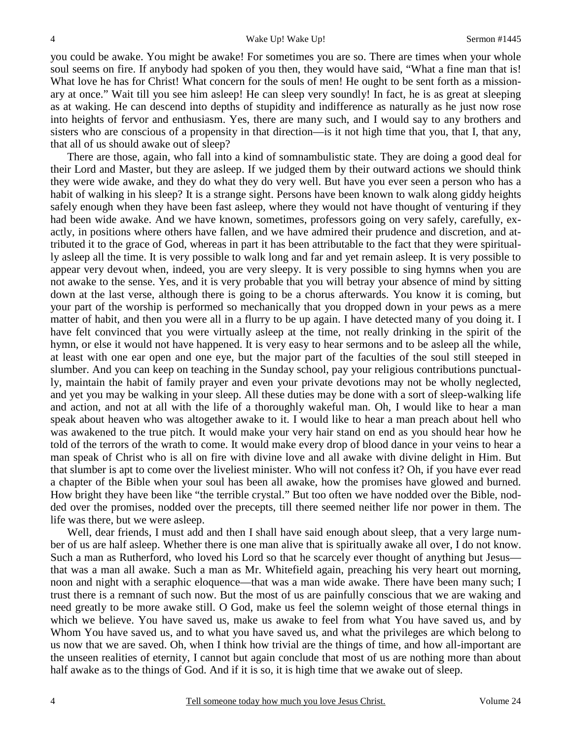you could be awake. You might be awake! For sometimes you are so. There are times when your whole soul seems on fire. If anybody had spoken of you then, they would have said, "What a fine man that is! What love he has for Christ! What concern for the souls of men! He ought to be sent forth as a missionary at once." Wait till you see him asleep! He can sleep very soundly! In fact, he is as great at sleeping as at waking. He can descend into depths of stupidity and indifference as naturally as he just now rose into heights of fervor and enthusiasm. Yes, there are many such, and I would say to any brothers and sisters who are conscious of a propensity in that direction—is it not high time that you, that I, that any, that all of us should awake out of sleep?

There are those, again, who fall into a kind of somnambulistic state. They are doing a good deal for their Lord and Master, but they are asleep. If we judged them by their outward actions we should think they were wide awake, and they do what they do very well. But have you ever seen a person who has a habit of walking in his sleep? It is a strange sight. Persons have been known to walk along giddy heights safely enough when they have been fast asleep, where they would not have thought of venturing if they had been wide awake. And we have known, sometimes, professors going on very safely, carefully, exactly, in positions where others have fallen, and we have admired their prudence and discretion, and attributed it to the grace of God, whereas in part it has been attributable to the fact that they were spiritually asleep all the time. It is very possible to walk long and far and yet remain asleep. It is very possible to appear very devout when, indeed, you are very sleepy. It is very possible to sing hymns when you are not awake to the sense. Yes, and it is very probable that you will betray your absence of mind by sitting down at the last verse, although there is going to be a chorus afterwards. You know it is coming, but your part of the worship is performed so mechanically that you dropped down in your pews as a mere matter of habit, and then you were all in a flurry to be up again. I have detected many of you doing it. I have felt convinced that you were virtually asleep at the time, not really drinking in the spirit of the hymn, or else it would not have happened. It is very easy to hear sermons and to be asleep all the while, at least with one ear open and one eye, but the major part of the faculties of the soul still steeped in slumber. And you can keep on teaching in the Sunday school, pay your religious contributions punctually, maintain the habit of family prayer and even your private devotions may not be wholly neglected, and yet you may be walking in your sleep. All these duties may be done with a sort of sleep-walking life and action, and not at all with the life of a thoroughly wakeful man. Oh, I would like to hear a man speak about heaven who was altogether awake to it. I would like to hear a man preach about hell who was awakened to the true pitch. It would make your very hair stand on end as you should hear how he told of the terrors of the wrath to come. It would make every drop of blood dance in your veins to hear a man speak of Christ who is all on fire with divine love and all awake with divine delight in Him. But that slumber is apt to come over the liveliest minister. Who will not confess it? Oh, if you have ever read a chapter of the Bible when your soul has been all awake, how the promises have glowed and burned. How bright they have been like "the terrible crystal." But too often we have nodded over the Bible, nodded over the promises, nodded over the precepts, till there seemed neither life nor power in them. The life was there, but we were asleep.

Well, dear friends, I must add and then I shall have said enough about sleep, that a very large number of us are half asleep. Whether there is one man alive that is spiritually awake all over, I do not know. Such a man as Rutherford, who loved his Lord so that he scarcely ever thought of anything but Jesus—that was a man all awake. Such a man as Mr. Whitefield again, preaching his very heart out morning, noon and night with a seraphic eloquence—that was a man wide awake. There have been many such; I trust there is a remnant of such now. But the most of us are painfully conscious that we are waking and need greatly to be more awake still. O God, make us feel the solemn weight of those eternal things in which we believe. You have saved us, make us awake to feel from what You have saved us, and by Whom You have saved us, and to what you have saved us, and what the privileges are which belong to us now that we are saved. Oh, when I think how trivial are the things of time, and how all-important are the unseen realities of eternity, I cannot but again conclude that most of us are nothing more than about half awake as to the things of God. And if it is so, it is high time that we awake out of sleep.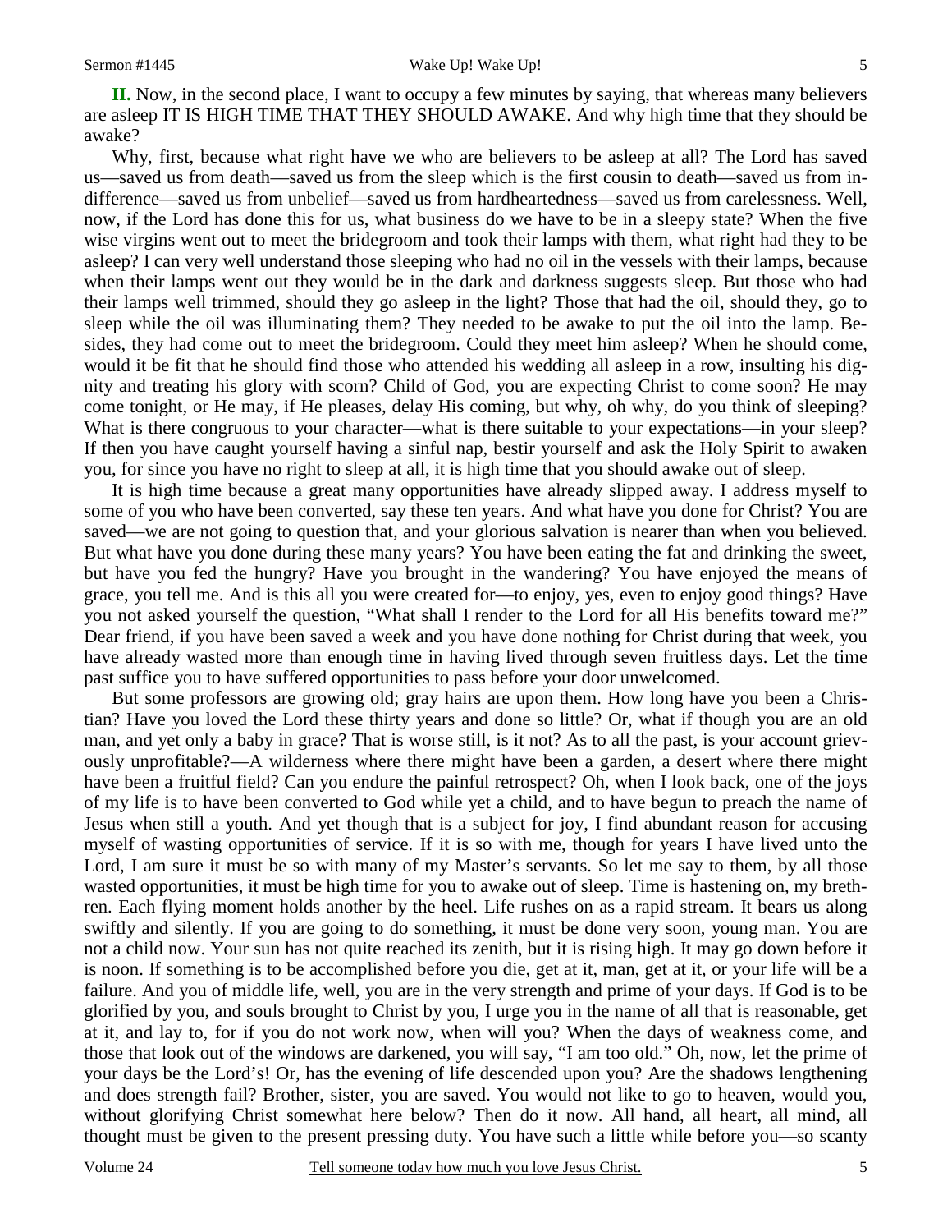**II.** Now, in the second place, I want to occupy a few minutes by saying, that whereas many believers are asleep IT IS HIGH TIME THAT THEY SHOULD AWAKE. And why high time that they should be awake?

Why, first, because what right have we who are believers to be asleep at all? The Lord has saved us—saved us from death—saved us from the sleep which is the first cousin to death—saved us from indifference—saved us from unbelief—saved us from hardheartedness—saved us from carelessness. Well, now, if the Lord has done this for us, what business do we have to be in a sleepy state? When the five wise virgins went out to meet the bridegroom and took their lamps with them, what right had they to be asleep? I can very well understand those sleeping who had no oil in the vessels with their lamps, because when their lamps went out they would be in the dark and darkness suggests sleep. But those who had their lamps well trimmed, should they go asleep in the light? Those that had the oil, should they, go to sleep while the oil was illuminating them? They needed to be awake to put the oil into the lamp. Besides, they had come out to meet the bridegroom. Could they meet him asleep? When he should come, would it be fit that he should find those who attended his wedding all asleep in a row, insulting his dignity and treating his glory with scorn? Child of God, you are expecting Christ to come soon? He may come tonight, or He may, if He pleases, delay His coming, but why, oh why, do you think of sleeping? What is there congruous to your character—what is there suitable to your expectations—in your sleep? If then you have caught yourself having a sinful nap, bestir yourself and ask the Holy Spirit to awaken you, for since you have no right to sleep at all, it is high time that you should awake out of sleep.

It is high time because a great many opportunities have already slipped away. I address myself to some of you who have been converted, say these ten years. And what have you done for Christ? You are saved—we are not going to question that, and your glorious salvation is nearer than when you believed. But what have you done during these many years? You have been eating the fat and drinking the sweet, but have you fed the hungry? Have you brought in the wandering? You have enjoyed the means of grace, you tell me. And is this all you were created for—to enjoy, yes, even to enjoy good things? Have you not asked yourself the question, "What shall I render to the Lord for all His benefits toward me?" Dear friend, if you have been saved a week and you have done nothing for Christ during that week, you have already wasted more than enough time in having lived through seven fruitless days. Let the time past suffice you to have suffered opportunities to pass before your door unwelcomed.

But some professors are growing old; gray hairs are upon them. How long have you been a Christian? Have you loved the Lord these thirty years and done so little? Or, what if though you are an old man, and yet only a baby in grace? That is worse still, is it not? As to all the past, is your account grievously unprofitable?—A wilderness where there might have been a garden, a desert where there might have been a fruitful field? Can you endure the painful retrospect? Oh, when I look back, one of the joys of my life is to have been converted to God while yet a child, and to have begun to preach the name of Jesus when still a youth. And yet though that is a subject for joy, I find abundant reason for accusing myself of wasting opportunities of service. If it is so with me, though for years I have lived unto the Lord, I am sure it must be so with many of my Master's servants. So let me say to them, by all those wasted opportunities, it must be high time for you to awake out of sleep. Time is hastening on, my brethren. Each flying moment holds another by the heel. Life rushes on as a rapid stream. It bears us along swiftly and silently. If you are going to do something, it must be done very soon, young man. You are not a child now. Your sun has not quite reached its zenith, but it is rising high. It may go down before it is noon. If something is to be accomplished before you die, get at it, man, get at it, or your life will be a failure. And you of middle life, well, you are in the very strength and prime of your days. If God is to be glorified by you, and souls brought to Christ by you, I urge you in the name of all that is reasonable, get at it, and lay to, for if you do not work now, when will you? When the days of weakness come, and those that look out of the windows are darkened, you will say, "I am too old." Oh, now, let the prime of your days be the Lord's! Or, has the evening of life descended upon you? Are the shadows lengthening and does strength fail? Brother, sister, you are saved. You would not like to go to heaven, would you, without glorifying Christ somewhat here below? Then do it now. All hand, all heart, all mind, all thought must be given to the present pressing duty. You have such a little while before you—so scanty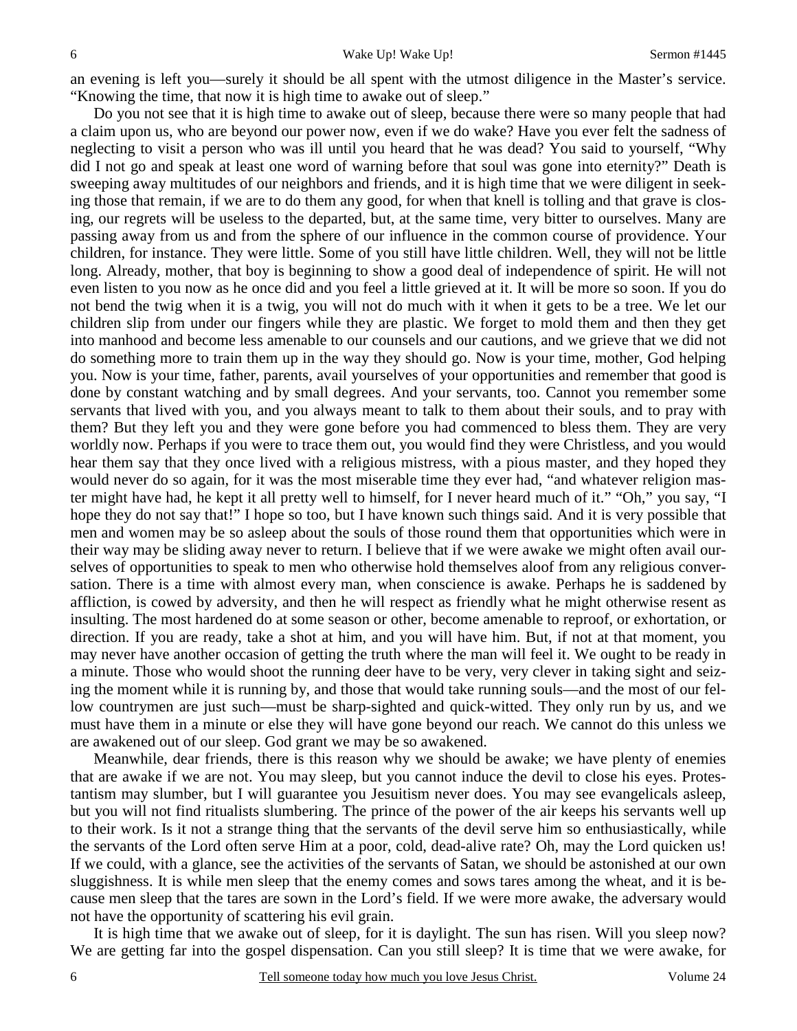an evening is left you—surely it should be all spent with the utmost diligence in the Master's service. "Knowing the time, that now it is high time to awake out of sleep."

Do you not see that it is high time to awake out of sleep, because there were so many people that had a claim upon us, who are beyond our power now, even if we do wake? Have you ever felt the sadness of neglecting to visit a person who was ill until you heard that he was dead? You said to yourself, "Why did I not go and speak at least one word of warning before that soul was gone into eternity?" Death is sweeping away multitudes of our neighbors and friends, and it is high time that we were diligent in seeking those that remain, if we are to do them any good, for when that knell is tolling and that grave is closing, our regrets will be useless to the departed, but, at the same time, very bitter to ourselves. Many are passing away from us and from the sphere of our influence in the common course of providence. Your children, for instance. They were little. Some of you still have little children. Well, they will not be little long. Already, mother, that boy is beginning to show a good deal of independence of spirit. He will not even listen to you now as he once did and you feel a little grieved at it. It will be more so soon. If you do not bend the twig when it is a twig, you will not do much with it when it gets to be a tree. We let our children slip from under our fingers while they are plastic. We forget to mold them and then they get into manhood and become less amenable to our counsels and our cautions, and we grieve that we did not do something more to train them up in the way they should go. Now is your time, mother, God helping you. Now is your time, father, parents, avail yourselves of your opportunities and remember that good is done by constant watching and by small degrees. And your servants, too. Cannot you remember some servants that lived with you, and you always meant to talk to them about their souls, and to pray with them? But they left you and they were gone before you had commenced to bless them. They are very worldly now. Perhaps if you were to trace them out, you would find they were Christless, and you would hear them say that they once lived with a religious mistress, with a pious master, and they hoped they would never do so again, for it was the most miserable time they ever had, "and whatever religion master might have had, he kept it all pretty well to himself, for I never heard much of it." "Oh," you say, "I hope they do not say that!" I hope so too, but I have known such things said. And it is very possible that men and women may be so asleep about the souls of those round them that opportunities which were in their way may be sliding away never to return. I believe that if we were awake we might often avail ourselves of opportunities to speak to men who otherwise hold themselves aloof from any religious conversation. There is a time with almost every man, when conscience is awake. Perhaps he is saddened by affliction, is cowed by adversity, and then he will respect as friendly what he might otherwise resent as insulting. The most hardened do at some season or other, become amenable to reproof, or exhortation, or direction. If you are ready, take a shot at him, and you will have him. But, if not at that moment, you may never have another occasion of getting the truth where the man will feel it. We ought to be ready in a minute. Those who would shoot the running deer have to be very, very clever in taking sight and seizing the moment while it is running by, and those that would take running souls—and the most of our fellow countrymen are just such—must be sharp-sighted and quick-witted. They only run by us, and we must have them in a minute or else they will have gone beyond our reach. We cannot do this unless we are awakened out of our sleep. God grant we may be so awakened.

Meanwhile, dear friends, there is this reason why we should be awake; we have plenty of enemies that are awake if we are not. You may sleep, but you cannot induce the devil to close his eyes. Protestantism may slumber, but I will guarantee you Jesuitism never does. You may see evangelicals asleep, but you will not find ritualists slumbering. The prince of the power of the air keeps his servants well up to their work. Is it not a strange thing that the servants of the devil serve him so enthusiastically, while the servants of the Lord often serve Him at a poor, cold, dead-alive rate? Oh, may the Lord quicken us! If we could, with a glance, see the activities of the servants of Satan, we should be astonished at our own sluggishness. It is while men sleep that the enemy comes and sows tares among the wheat, and it is because men sleep that the tares are sown in the Lord's field. If we were more awake, the adversary would not have the opportunity of scattering his evil grain.

It is high time that we awake out of sleep, for it is daylight. The sun has risen. Will you sleep now? We are getting far into the gospel dispensation. Can you still sleep? It is time that we were awake, for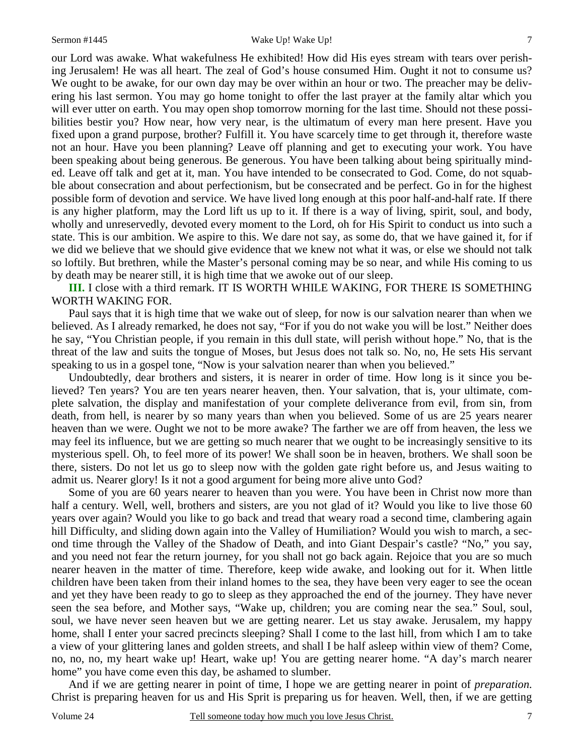our Lord was awake. What wakefulness He exhibited! How did His eyes stream with tears over perishing Jerusalem! He was all heart. The zeal of God's house consumed Him. Ought it not to consume us? We ought to be awake, for our own day may be over within an hour or two. The preacher may be delivering his last sermon. You may go home tonight to offer the last prayer at the family altar which you will ever utter on earth. You may open shop tomorrow morning for the last time. Should not these possibilities bestir you? How near, how very near, is the ultimatum of every man here present. Have you fixed upon a grand purpose, brother? Fulfill it. You have scarcely time to get through it, therefore waste not an hour. Have you been planning? Leave off planning and get to executing your work. You have been speaking about being generous. Be generous. You have been talking about being spiritually minded. Leave off talk and get at it, man. You have intended to be consecrated to God. Come, do not squabble about consecration and about perfectionism, but be consecrated and be perfect. Go in for the highest possible form of devotion and service. We have lived long enough at this poor half-and-half rate. If there is any higher platform, may the Lord lift us up to it. If there is a way of living, spirit, soul, and body, wholly and unreservedly, devoted every moment to the Lord, oh for His Spirit to conduct us into such a state. This is our ambition. We aspire to this. We dare not say, as some do, that we have gained it, for if we did we believe that we should give evidence that we knew not what it was, or else we should not talk so loftily. But brethren, while the Master's personal coming may be so near, and while His coming to us by death may be nearer still, it is high time that we awoke out of our sleep.

**III.** I close with a third remark. IT IS WORTH WHILE WAKING, FOR THERE IS SOMETHING WORTH WAKING FOR.

Paul says that it is high time that we wake out of sleep, for now is our salvation nearer than when we believed. As I already remarked, he does not say, "For if you do not wake you will be lost." Neither does he say, "You Christian people, if you remain in this dull state, will perish without hope." No, that is the threat of the law and suits the tongue of Moses, but Jesus does not talk so. No, no, He sets His servant speaking to us in a gospel tone, "Now is your salvation nearer than when you believed."

Undoubtedly, dear brothers and sisters, it is nearer in order of time. How long is it since you believed? Ten years? You are ten years nearer heaven, then. Your salvation, that is, your ultimate, complete salvation, the display and manifestation of your complete deliverance from evil, from sin, from death, from hell, is nearer by so many years than when you believed. Some of us are 25 years nearer heaven than we were. Ought we not to be more awake? The farther we are off from heaven, the less we may feel its influence, but we are getting so much nearer that we ought to be increasingly sensitive to its mysterious spell. Oh, to feel more of its power! We shall soon be in heaven, brothers. We shall soon be there, sisters. Do not let us go to sleep now with the golden gate right before us, and Jesus waiting to admit us. Nearer glory! Is it not a good argument for being more alive unto God?

Some of you are 60 years nearer to heaven than you were. You have been in Christ now more than half a century. Well, well, brothers and sisters, are you not glad of it? Would you like to live those 60 years over again? Would you like to go back and tread that weary road a second time, clambering again hill Difficulty, and sliding down again into the Valley of Humiliation? Would you wish to march, a second time through the Valley of the Shadow of Death, and into Giant Despair's castle? "No," you say, and you need not fear the return journey, for you shall not go back again. Rejoice that you are so much nearer heaven in the matter of time. Therefore, keep wide awake, and looking out for it. When little children have been taken from their inland homes to the sea, they have been very eager to see the ocean and yet they have been ready to go to sleep as they approached the end of the journey. They have never seen the sea before, and Mother says, "Wake up, children; you are coming near the sea." Soul, soul, soul, we have never seen heaven but we are getting nearer. Let us stay awake. Jerusalem, my happy home, shall I enter your sacred precincts sleeping? Shall I come to the last hill, from which I am to take a view of your glittering lanes and golden streets, and shall I be half asleep within view of them? Come, no, no, no, my heart wake up! Heart, wake up! You are getting nearer home. "A day's march nearer home" you have come even this day, be ashamed to slumber.

And if we are getting nearer in point of time, I hope we are getting nearer in point of *preparation.* Christ is preparing heaven for us and His Sprit is preparing us for heaven. Well, then, if we are getting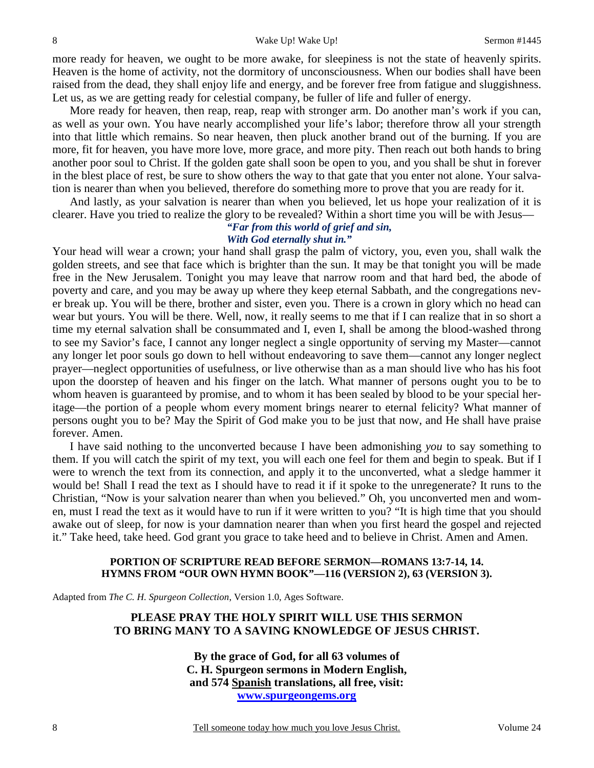more ready for heaven, we ought to be more awake, for sleepiness is not the state of heavenly spirits. Heaven is the home of activity, not the dormitory of unconsciousness. When our bodies shall have been raised from the dead, they shall enjoy life and energy, and be forever free from fatigue and sluggishness. Let us, as we are getting ready for celestial company, be fuller of life and fuller of energy.

More ready for heaven, then reap, reap, reap with stronger arm. Do another man's work if you can, as well as your own. You have nearly accomplished your life's labor; therefore throw all your strength into that little which remains. So near heaven, then pluck another brand out of the burning. If you are more, fit for heaven, you have more love, more grace, and more pity. Then reach out both hands to bring another poor soul to Christ. If the golden gate shall soon be open to you, and you shall be shut in forever in the blest place of rest, be sure to show others the way to that gate that you enter not alone. Your salvation is nearer than when you believed, therefore do something more to prove that you are ready for it.

And lastly, as your salvation is nearer than when you believed, let us hope your realization of it is clearer. Have you tried to realize the glory to be revealed? Within a short time you will be with Jesus—

***"Far from this world of grief and sin,***
***With God eternally shut in."***

Your head will wear a crown; your hand shall grasp the palm of victory, you, even you, shall walk the golden streets, and see that face which is brighter than the sun. It may be that tonight you will be made free in the New Jerusalem. Tonight you may leave that narrow room and that hard bed, the abode of poverty and care, and you may be away up where they keep eternal Sabbath, and the congregations never break up. You will be there, brother and sister, even you. There is a crown in glory which no head can wear but yours. You will be there. Well, now, it really seems to me that if I can realize that in so short a time my eternal salvation shall be consummated and I, even I, shall be among the blood-washed throng to see my Savior's face, I cannot any longer neglect a single opportunity of serving my Master—cannot any longer let poor souls go down to hell without endeavoring to save them—cannot any longer neglect prayer—neglect opportunities of usefulness, or live otherwise than as a man should live who has his foot upon the doorstep of heaven and his finger on the latch. What manner of persons ought you to be to whom heaven is guaranteed by promise, and to whom it has been sealed by blood to be your special heritage—the portion of a people whom every moment brings nearer to eternal felicity? What manner of persons ought you to be? May the Spirit of God make you to be just that now, and He shall have praise forever. Amen.

I have said nothing to the unconverted because I have been admonishing *you* to say something to them. If you will catch the spirit of my text, you will each one feel for them and begin to speak. But if I were to wrench the text from its connection, and apply it to the unconverted, what a sledge hammer it would be! Shall I read the text as I should have to read it if it spoke to the unregenerate? It runs to the Christian, "Now is your salvation nearer than when you believed." Oh, you unconverted men and women, must I read the text as it would have to run if it were written to you? "It is high time that you should awake out of sleep, for now is your damnation nearer than when you first heard the gospel and rejected it." Take heed, take heed. God grant you grace to take heed and to believe in Christ. Amen and Amen.

**PORTION OF SCRIPTURE READ BEFORE SERMON—ROMANS 13:7-14, 14.**
**HYMNS FROM "OUR OWN HYMN BOOK"—116 (VERSION 2), 63 (VERSION 3).**

Adapted from *The C. H. Spurgeon Collection,* Version 1.0, Ages Software.

**PLEASE PRAY THE HOLY SPIRIT WILL USE THIS SERMON TO BRING MANY TO A SAVING KNOWLEDGE OF JESUS CHRIST.**

**By the grace of God, for all 63 volumes of C. H. Spurgeon sermons in Modern English, and 574 Spanish translations, all free, visit: www.spurgeongems.org**